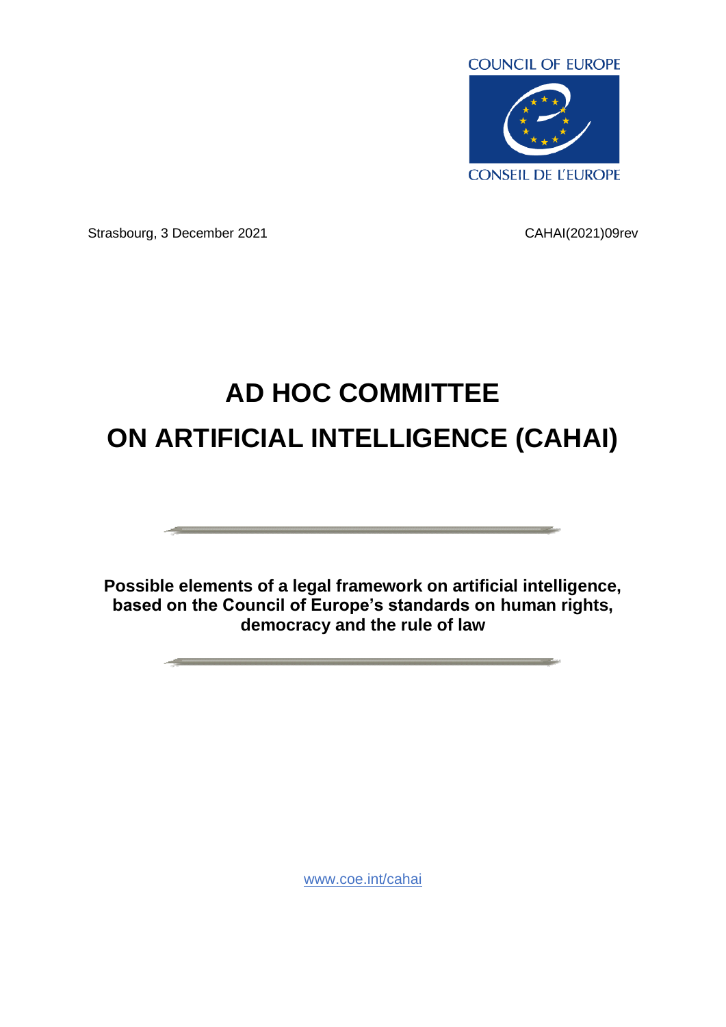COUNCIL OF EUROPE

CONSEIL DE L'EUROPE

Strasbourg, 3 December 2021

CAHAI(2021)09rev

# AD HOC COMMITTEE ON ARTIFICIAL INTELLIGENCE (CAHAI)

**Possible elements of a legal framework on artificial intelligence, based on the Council of Europe's standards on human rights, democracy and the rule of law**

www.coe.int/cahai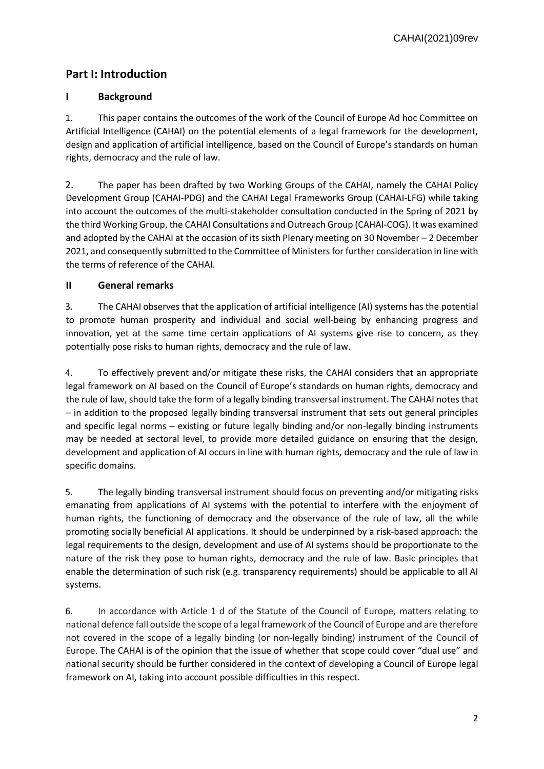## Part I: Introduction

### I Background

1. This paper contains the outcomes of the work of the Council of Europe Ad hoc Committee on Artificial Intelligence (CAHAI) on the potential elements of a legal framework for the development, design and application of artificial intelligence, based on the Council of Europe's standards on human rights, democracy and the rule of law.

2. The paper has been drafted by two Working Groups of the CAHAI, namely the CAHAI Policy Development Group (CAHAI-PDG) and the CAHAI Legal Frameworks Group (CAHAI-LFG) while taking into account the outcomes of the multi-stakeholder consultation conducted in the Spring of 2021 by the third Working Group, the CAHAI Consultations and Outreach Group (CAHAI-COG). It was examined and adopted by the CAHAI at the occasion of its sixth Plenary meeting on 30 November – 2 December 2021, and consequently submitted to the Committee of Ministers for further consideration in line with the terms of reference of the CAHAI.

### II General remarks

3. The CAHAI observes that the application of artificial intelligence (AI) systems has the potential to promote human prosperity and individual and social well-being by enhancing progress and innovation, yet at the same time certain applications of AI systems give rise to concern, as they potentially pose risks to human rights, democracy and the rule of law.

4. To effectively prevent and/or mitigate these risks, the CAHAI considers that an appropriate legal framework on AI based on the Council of Europe's standards on human rights, democracy and the rule of law, should take the form of a legally binding transversal instrument. The CAHAI notes that – in addition to the proposed legally binding transversal instrument that sets out general principles and specific legal norms – existing or future legally binding and/or non-legally binding instruments may be needed at sectoral level, to provide more detailed guidance on ensuring that the design, development and application of AI occurs in line with human rights, democracy and the rule of law in specific domains.

5. The legally binding transversal instrument should focus on preventing and/or mitigating risks emanating from applications of AI systems with the potential to interfere with the enjoyment of human rights, the functioning of democracy and the observance of the rule of law, all the while promoting socially beneficial AI applications. It should be underpinned by a risk-based approach: the legal requirements to the design, development and use of AI systems should be proportionate to the nature of the risk they pose to human rights, democracy and the rule of law. Basic principles that enable the determination of such risk (e.g. transparency requirements) should be applicable to all AI systems.

6. In accordance with Article 1 d of the Statute of the Council of Europe, matters relating to national defence fall outside the scope of a legal framework of the Council of Europe and are therefore not covered in the scope of a legally binding (or non-legally binding) instrument of the Council of Europe. The CAHAI is of the opinion that the issue of whether that scope could cover "dual use" and national security should be further considered in the context of developing a Council of Europe legal framework on AI, taking into account possible difficulties in this respect.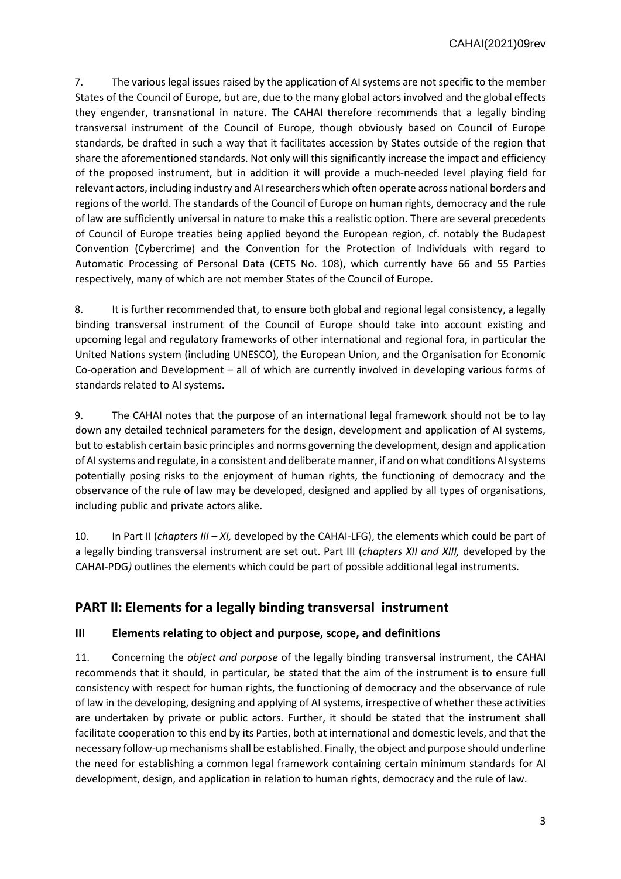7. The various legal issues raised by the application of AI systems are not specific to the member States of the Council of Europe, but are, due to the many global actors involved and the global effects they engender, transnational in nature. The CAHAI therefore recommends that a legally binding transversal instrument of the Council of Europe, though obviously based on Council of Europe standards, be drafted in such a way that it facilitates accession by States outside of the region that share the aforementioned standards. Not only will this significantly increase the impact and efficiency of the proposed instrument, but in addition it will provide a much-needed level playing field for relevant actors, including industry and AI researchers which often operate across national borders and regions of the world. The standards of the Council of Europe on human rights, democracy and the rule of law are sufficiently universal in nature to make this a realistic option. There are several precedents of Council of Europe treaties being applied beyond the European region, cf. notably the Budapest Convention (Cybercrime) and the Convention for the Protection of Individuals with regard to Automatic Processing of Personal Data (CETS No. 108), which currently have 66 and 55 Parties respectively, many of which are not member States of the Council of Europe.

8. It is further recommended that, to ensure both global and regional legal consistency, a legally binding transversal instrument of the Council of Europe should take into account existing and upcoming legal and regulatory frameworks of other international and regional fora, in particular the United Nations system (including UNESCO), the European Union, and the Organisation for Economic Co-operation and Development – all of which are currently involved in developing various forms of standards related to AI systems.

9. The CAHAI notes that the purpose of an international legal framework should not be to lay down any detailed technical parameters for the design, development and application of AI systems, but to establish certain basic principles and norms governing the development, design and application of AI systems and regulate, in a consistent and deliberate manner, if and on what conditions AI systems potentially posing risks to the enjoyment of human rights, the functioning of democracy and the observance of the rule of law may be developed, designed and applied by all types of organisations, including public and private actors alike.

10. In Part II (*chapters III – XI,* developed by the CAHAI-LFG), the elements which could be part of a legally binding transversal instrument are set out. Part III (*chapters XII and XIII,* developed by the CAHAI-PDG*)* outlines the elements which could be part of possible additional legal instruments.

## PART II: Elements for a legally binding transversal instrument

### III Elements relating to object and purpose, scope, and definitions

11. Concerning the *object and purpose* of the legally binding transversal instrument, the CAHAI recommends that it should, in particular, be stated that the aim of the instrument is to ensure full consistency with respect for human rights, the functioning of democracy and the observance of rule of law in the developing, designing and applying of AI systems, irrespective of whether these activities are undertaken by private or public actors. Further, it should be stated that the instrument shall facilitate cooperation to this end by its Parties, both at international and domestic levels, and that the necessary follow-up mechanisms shall be established. Finally, the object and purpose should underline the need for establishing a common legal framework containing certain minimum standards for AI development, design, and application in relation to human rights, democracy and the rule of law.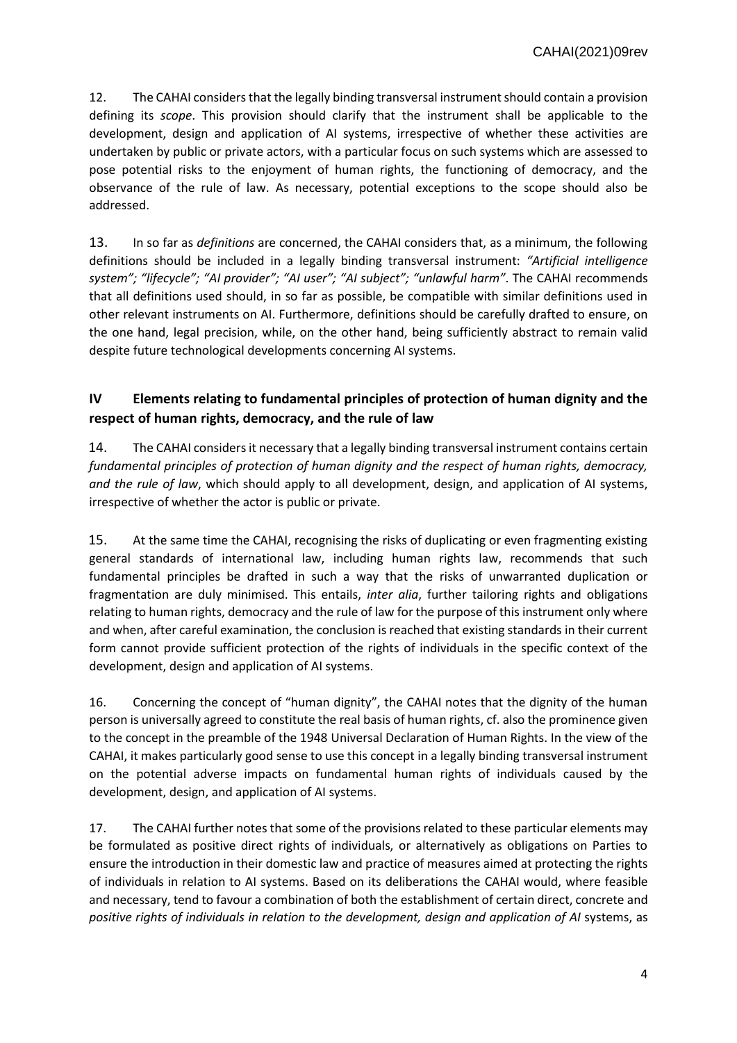12. The CAHAI considers that the legally binding transversal instrument should contain a provision defining its *scope*. This provision should clarify that the instrument shall be applicable to the development, design and application of AI systems, irrespective of whether these activities are undertaken by public or private actors, with a particular focus on such systems which are assessed to pose potential risks to the enjoyment of human rights, the functioning of democracy, and the observance of the rule of law. As necessary, potential exceptions to the scope should also be addressed.

13. In so far as *definitions* are concerned, the CAHAI considers that, as a minimum, the following definitions should be included in a legally binding transversal instrument: *"Artificial intelligence system"; "lifecycle"; "AI provider"; "AI user"; "AI subject"; "unlawful harm"*. The CAHAI recommends that all definitions used should, in so far as possible, be compatible with similar definitions used in other relevant instruments on AI. Furthermore, definitions should be carefully drafted to ensure, on the one hand, legal precision, while, on the other hand, being sufficiently abstract to remain valid despite future technological developments concerning AI systems.

## IV Elements relating to fundamental principles of protection of human dignity and the respect of human rights, democracy, and the rule of law

14. The CAHAI considers it necessary that a legally binding transversal instrument contains certain *fundamental principles of protection of human dignity and the respect of human rights, democracy, and the rule of law*, which should apply to all development, design, and application of AI systems, irrespective of whether the actor is public or private.

15. At the same time the CAHAI, recognising the risks of duplicating or even fragmenting existing general standards of international law, including human rights law, recommends that such fundamental principles be drafted in such a way that the risks of unwarranted duplication or fragmentation are duly minimised. This entails, *inter alia*, further tailoring rights and obligations relating to human rights, democracy and the rule of law for the purpose of this instrument only where and when, after careful examination, the conclusion is reached that existing standards in their current form cannot provide sufficient protection of the rights of individuals in the specific context of the development, design and application of AI systems.

16. Concerning the concept of "human dignity", the CAHAI notes that the dignity of the human person is universally agreed to constitute the real basis of human rights, cf. also the prominence given to the concept in the preamble of the 1948 Universal Declaration of Human Rights. In the view of the CAHAI, it makes particularly good sense to use this concept in a legally binding transversal instrument on the potential adverse impacts on fundamental human rights of individuals caused by the development, design, and application of AI systems.

17. The CAHAI further notes that some of the provisions related to these particular elements may be formulated as positive direct rights of individuals, or alternatively as obligations on Parties to ensure the introduction in their domestic law and practice of measures aimed at protecting the rights of individuals in relation to AI systems. Based on its deliberations the CAHAI would, where feasible and necessary, tend to favour a combination of both the establishment of certain direct, concrete and *positive rights of individuals in relation to the development, design and application of AI* systems, as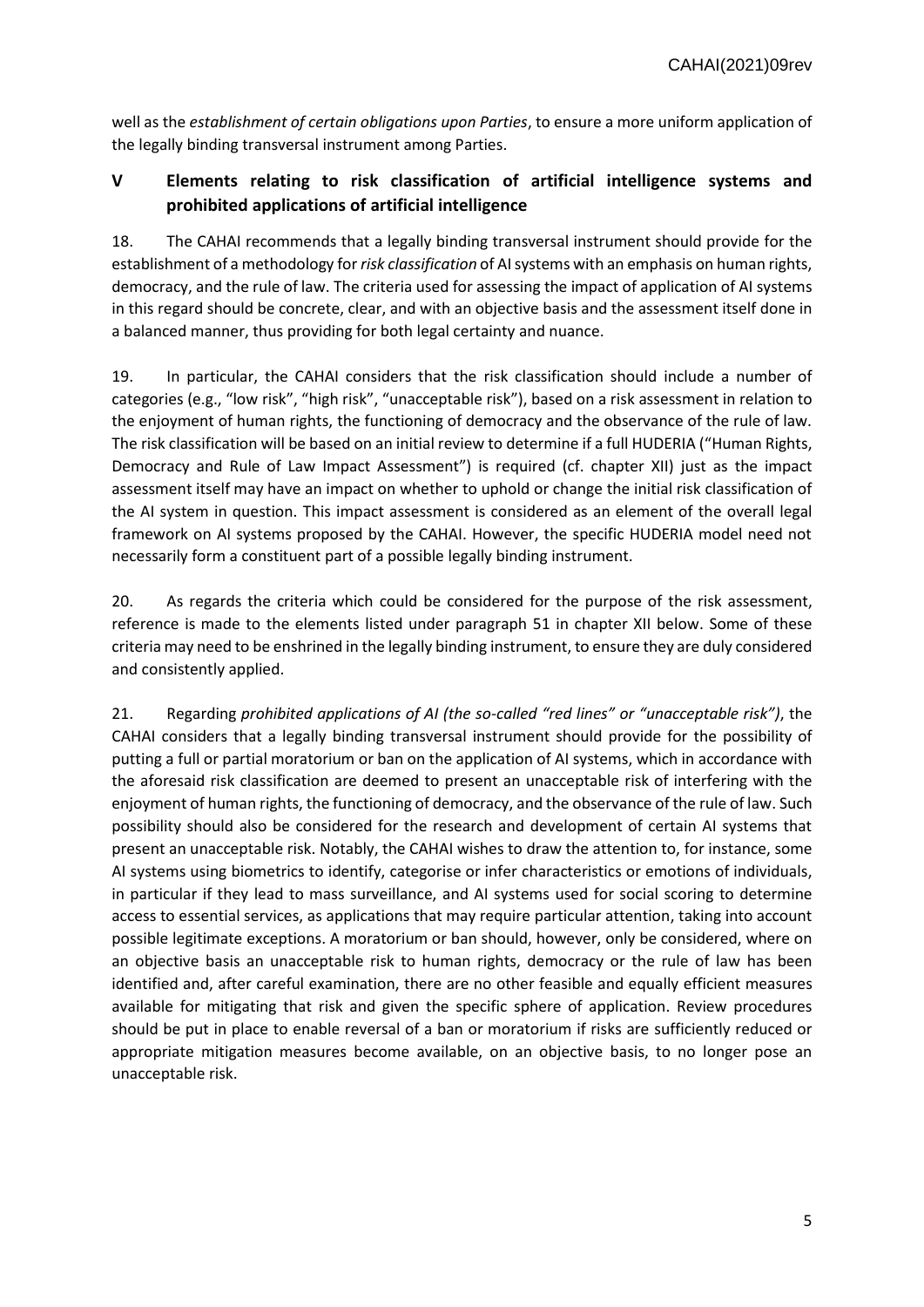well as the *establishment of certain obligations upon Parties*, to ensure a more uniform application of the legally binding transversal instrument among Parties.

## V Elements relating to risk classification of artificial intelligence systems and prohibited applications of artificial intelligence

18. The CAHAI recommends that a legally binding transversal instrument should provide for the establishment of a methodology for *risk classification* of AI systems with an emphasis on human rights, democracy, and the rule of law. The criteria used for assessing the impact of application of AI systems in this regard should be concrete, clear, and with an objective basis and the assessment itself done in a balanced manner, thus providing for both legal certainty and nuance.

19. In particular, the CAHAI considers that the risk classification should include a number of categories (e.g., "low risk", "high risk", "unacceptable risk"), based on a risk assessment in relation to the enjoyment of human rights, the functioning of democracy and the observance of the rule of law. The risk classification will be based on an initial review to determine if a full HUDERIA ("Human Rights, Democracy and Rule of Law Impact Assessment") is required (cf. chapter XII) just as the impact assessment itself may have an impact on whether to uphold or change the initial risk classification of the AI system in question. This impact assessment is considered as an element of the overall legal framework on AI systems proposed by the CAHAI. However, the specific HUDERIA model need not necessarily form a constituent part of a possible legally binding instrument.

20. As regards the criteria which could be considered for the purpose of the risk assessment, reference is made to the elements listed under paragraph 51 in chapter XII below. Some of these criteria may need to be enshrined in the legally binding instrument, to ensure they are duly considered and consistently applied.

21. Regarding *prohibited applications of AI (the so-called "red lines" or "unacceptable risk")*, the CAHAI considers that a legally binding transversal instrument should provide for the possibility of putting a full or partial moratorium or ban on the application of AI systems, which in accordance with the aforesaid risk classification are deemed to present an unacceptable risk of interfering with the enjoyment of human rights, the functioning of democracy, and the observance of the rule of law. Such possibility should also be considered for the research and development of certain AI systems that present an unacceptable risk. Notably, the CAHAI wishes to draw the attention to, for instance, some AI systems using biometrics to identify, categorise or infer characteristics or emotions of individuals, in particular if they lead to mass surveillance, and AI systems used for social scoring to determine access to essential services, as applications that may require particular attention, taking into account possible legitimate exceptions. A moratorium or ban should, however, only be considered, where on an objective basis an unacceptable risk to human rights, democracy or the rule of law has been identified and, after careful examination, there are no other feasible and equally efficient measures available for mitigating that risk and given the specific sphere of application. Review procedures should be put in place to enable reversal of a ban or moratorium if risks are sufficiently reduced or appropriate mitigation measures become available, on an objective basis, to no longer pose an unacceptable risk.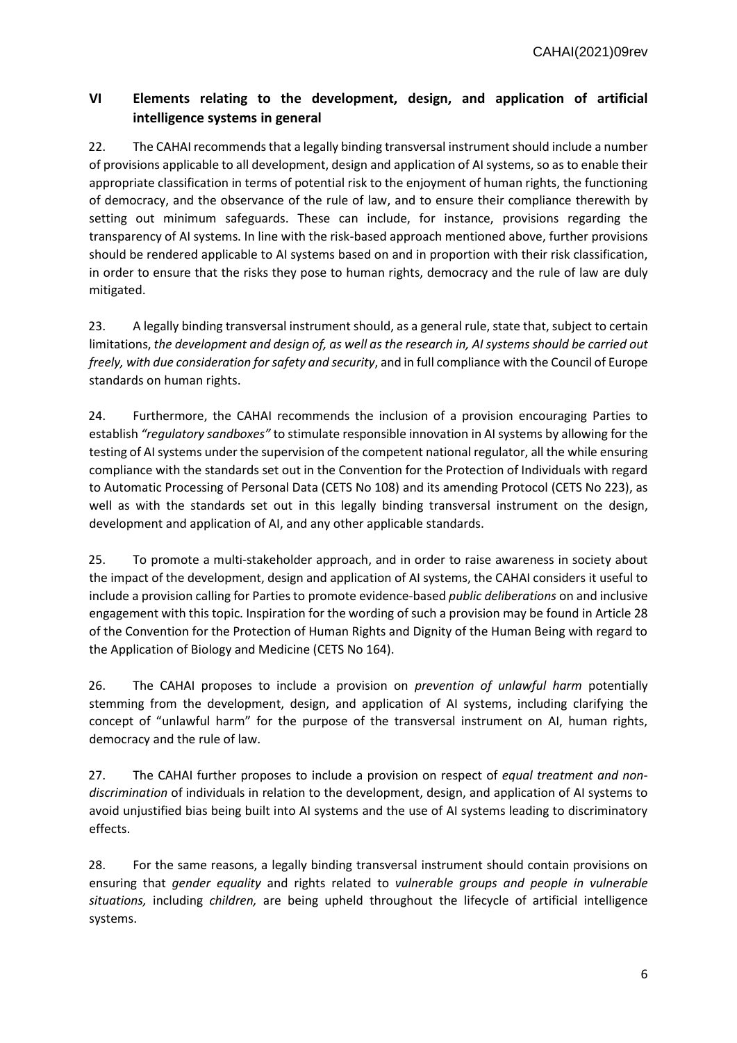## VI Elements relating to the development, design, and application of artificial intelligence systems in general

22. The CAHAI recommends that a legally binding transversal instrument should include a number of provisions applicable to all development, design and application of AI systems, so as to enable their appropriate classification in terms of potential risk to the enjoyment of human rights, the functioning of democracy, and the observance of the rule of law, and to ensure their compliance therewith by setting out minimum safeguards. These can include, for instance, provisions regarding the transparency of AI systems. In line with the risk-based approach mentioned above, further provisions should be rendered applicable to AI systems based on and in proportion with their risk classification, in order to ensure that the risks they pose to human rights, democracy and the rule of law are duly mitigated.

23. A legally binding transversal instrument should, as a general rule, state that, subject to certain limitations, *the development and design of, as well as the research in, AI systems should be carried out freely, with due consideration for safety and security*, and in full compliance with the Council of Europe standards on human rights.

24. Furthermore, the CAHAI recommends the inclusion of a provision encouraging Parties to establish *"regulatory sandboxes"* to stimulate responsible innovation in AI systems by allowing for the testing of AI systems under the supervision of the competent national regulator, all the while ensuring compliance with the standards set out in the Convention for the Protection of Individuals with regard to Automatic Processing of Personal Data (CETS No 108) and its amending Protocol (CETS No 223), as well as with the standards set out in this legally binding transversal instrument on the design, development and application of AI, and any other applicable standards.

25. To promote a multi-stakeholder approach, and in order to raise awareness in society about the impact of the development, design and application of AI systems, the CAHAI considers it useful to include a provision calling for Parties to promote evidence-based *public deliberations* on and inclusive engagement with this topic. Inspiration for the wording of such a provision may be found in Article 28 of the Convention for the Protection of Human Rights and Dignity of the Human Being with regard to the Application of Biology and Medicine (CETS No 164).

26. The CAHAI proposes to include a provision on *prevention of unlawful harm* potentially stemming from the development, design, and application of AI systems, including clarifying the concept of "unlawful harm" for the purpose of the transversal instrument on AI, human rights, democracy and the rule of law.

27. The CAHAI further proposes to include a provision on respect of *equal treatment and non-discrimination* of individuals in relation to the development, design, and application of AI systems to avoid unjustified bias being built into AI systems and the use of AI systems leading to discriminatory effects.

28. For the same reasons, a legally binding transversal instrument should contain provisions on ensuring that *gender equality* and rights related to *vulnerable groups and people in vulnerable situations,* including *children,* are being upheld throughout the lifecycle of artificial intelligence systems.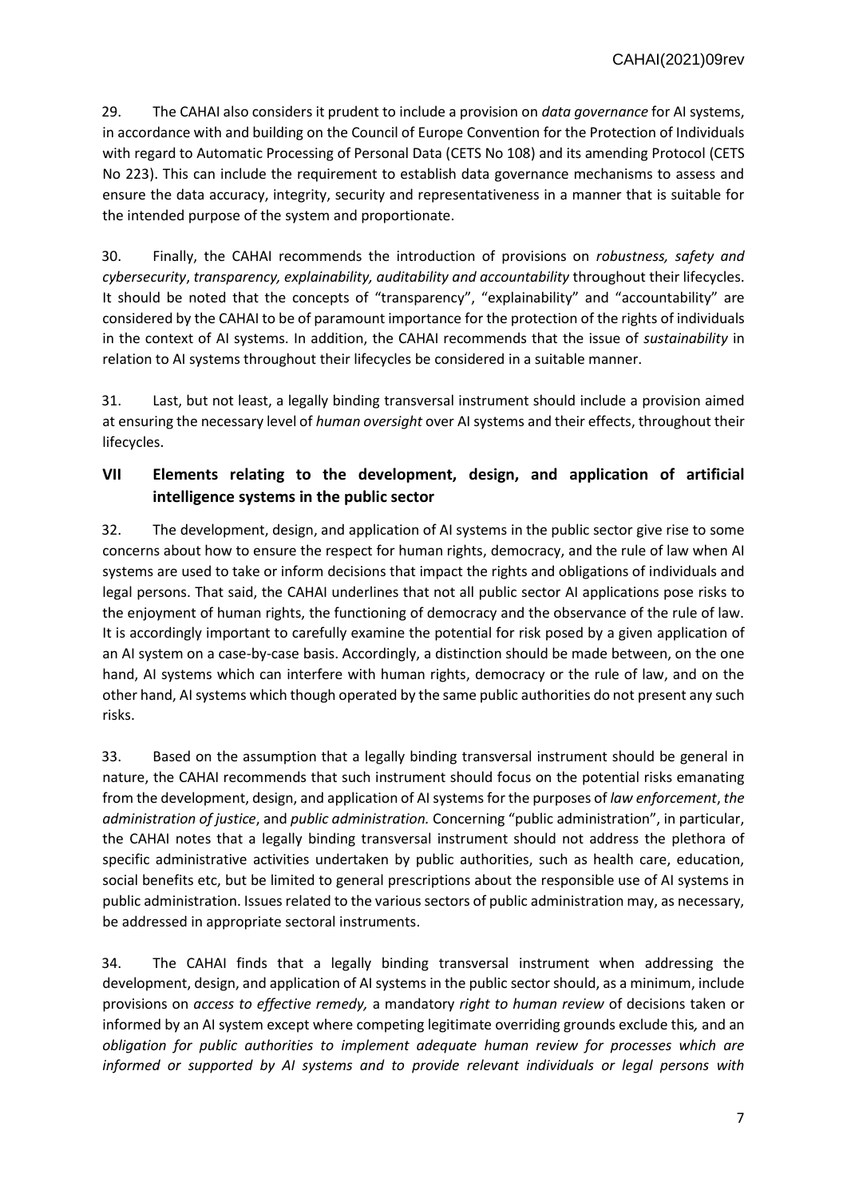29. The CAHAI also considers it prudent to include a provision on *data governance* for AI systems, in accordance with and building on the Council of Europe Convention for the Protection of Individuals with regard to Automatic Processing of Personal Data (CETS No 108) and its amending Protocol (CETS No 223). This can include the requirement to establish data governance mechanisms to assess and ensure the data accuracy, integrity, security and representativeness in a manner that is suitable for the intended purpose of the system and proportionate.

30. Finally, the CAHAI recommends the introduction of provisions on *robustness, safety and cybersecurity*, *transparency, explainability, auditability and accountability* throughout their lifecycles. It should be noted that the concepts of "transparency", "explainability" and "accountability" are considered by the CAHAI to be of paramount importance for the protection of the rights of individuals in the context of AI systems. In addition, the CAHAI recommends that the issue of *sustainability* in relation to AI systems throughout their lifecycles be considered in a suitable manner.

31. Last, but not least, a legally binding transversal instrument should include a provision aimed at ensuring the necessary level of *human oversight* over AI systems and their effects, throughout their lifecycles.

## VII Elements relating to the development, design, and application of artificial intelligence systems in the public sector

32. The development, design, and application of AI systems in the public sector give rise to some concerns about how to ensure the respect for human rights, democracy, and the rule of law when AI systems are used to take or inform decisions that impact the rights and obligations of individuals and legal persons. That said, the CAHAI underlines that not all public sector AI applications pose risks to the enjoyment of human rights, the functioning of democracy and the observance of the rule of law. It is accordingly important to carefully examine the potential for risk posed by a given application of an AI system on a case-by-case basis. Accordingly, a distinction should be made between, on the one hand, AI systems which can interfere with human rights, democracy or the rule of law, and on the other hand, AI systems which though operated by the same public authorities do not present any such risks.

33. Based on the assumption that a legally binding transversal instrument should be general in nature, the CAHAI recommends that such instrument should focus on the potential risks emanating from the development, design, and application of AI systems for the purposes of *law enforcement*, *the administration of justice*, and *public administration.* Concerning "public administration", in particular, the CAHAI notes that a legally binding transversal instrument should not address the plethora of specific administrative activities undertaken by public authorities, such as health care, education, social benefits etc, but be limited to general prescriptions about the responsible use of AI systems in public administration. Issues related to the various sectors of public administration may, as necessary, be addressed in appropriate sectoral instruments.

34. The CAHAI finds that a legally binding transversal instrument when addressing the development, design, and application of AI systems in the public sector should, as a minimum, include provisions on *access to effective remedy,* a mandatory *right to human review* of decisions taken or informed by an AI system except where competing legitimate overriding grounds exclude this*,* and an *obligation for public authorities to implement adequate human review for processes which are informed or supported by AI systems and to provide relevant individuals or legal persons with*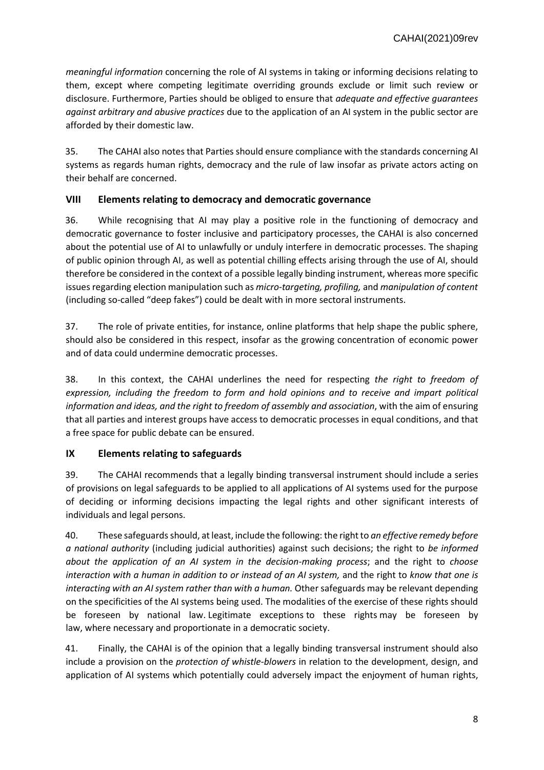*meaningful information* concerning the role of AI systems in taking or informing decisions relating to them, except where competing legitimate overriding grounds exclude or limit such review or disclosure. Furthermore, Parties should be obliged to ensure that *adequate and effective guarantees against arbitrary and abusive practices* due to the application of an AI system in the public sector are afforded by their domestic law.

35. The CAHAI also notes that Parties should ensure compliance with the standards concerning AI systems as regards human rights, democracy and the rule of law insofar as private actors acting on their behalf are concerned.

## VIII Elements relating to democracy and democratic governance

36. While recognising that AI may play a positive role in the functioning of democracy and democratic governance to foster inclusive and participatory processes, the CAHAI is also concerned about the potential use of AI to unlawfully or unduly interfere in democratic processes. The shaping of public opinion through AI, as well as potential chilling effects arising through the use of AI, should therefore be considered in the context of a possible legally binding instrument, whereas more specific issues regarding election manipulation such as *micro-targeting, profiling,* and *manipulation of content* (including so-called "deep fakes") could be dealt with in more sectoral instruments.

37. The role of private entities, for instance, online platforms that help shape the public sphere, should also be considered in this respect, insofar as the growing concentration of economic power and of data could undermine democratic processes.

38. In this context, the CAHAI underlines the need for respecting *the right to freedom of expression, including the freedom to form and hold opinions and to receive and impart political information and ideas, and the right to freedom of assembly and association*, with the aim of ensuring that all parties and interest groups have access to democratic processes in equal conditions, and that a free space for public debate can be ensured.

## IX Elements relating to safeguards

39. The CAHAI recommends that a legally binding transversal instrument should include a series of provisions on legal safeguards to be applied to all applications of AI systems used for the purpose of deciding or informing decisions impacting the legal rights and other significant interests of individuals and legal persons.

40. These safeguards should, at least, include the following: the right to *an effective remedy before a national authority* (including judicial authorities) against such decisions; the right to *be informed about the application of an AI system in the decision-making process*; and the right to *choose interaction with a human in addition to or instead of an AI system,* and the right to *know that one is interacting with an AI system rather than with a human.* Other safeguards may be relevant depending on the specificities of the AI systems being used. The modalities of the exercise of these rights should be foreseen by national law. Legitimate exceptions to these rights may be foreseen by law, where necessary and proportionate in a democratic society.

41. Finally, the CAHAI is of the opinion that a legally binding transversal instrument should also include a provision on the *protection of whistle-blowers* in relation to the development, design, and application of AI systems which potentially could adversely impact the enjoyment of human rights,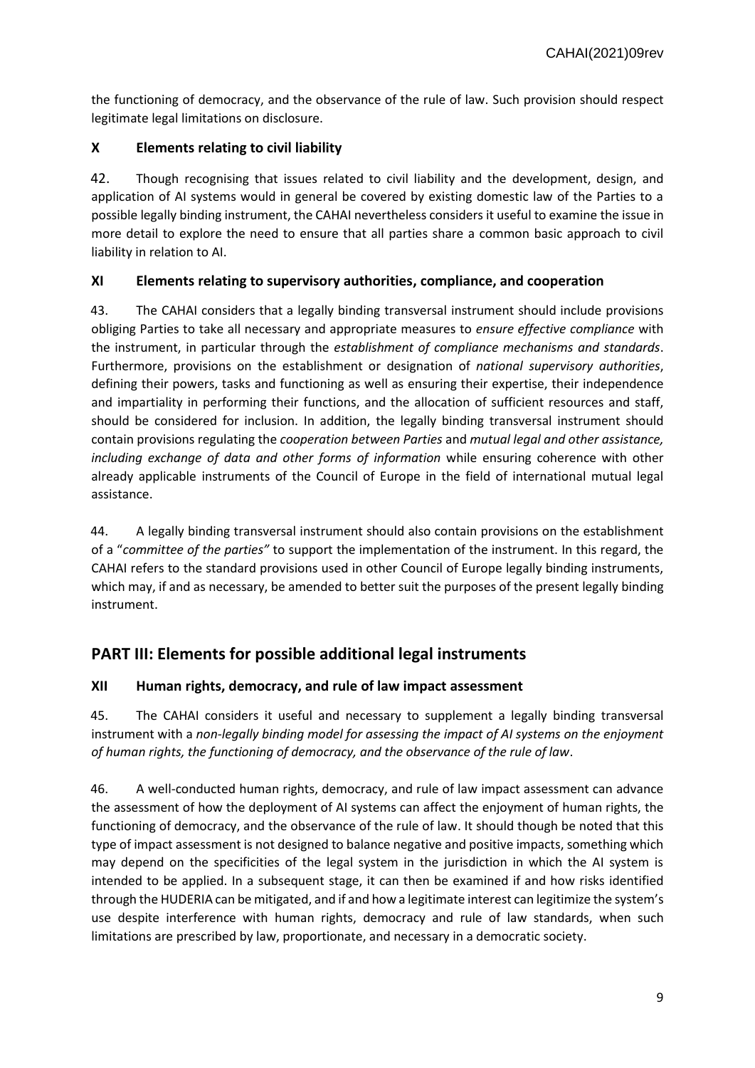the functioning of democracy, and the observance of the rule of law. Such provision should respect legitimate legal limitations on disclosure.

### X Elements relating to civil liability

42. Though recognising that issues related to civil liability and the development, design, and application of AI systems would in general be covered by existing domestic law of the Parties to a possible legally binding instrument, the CAHAI nevertheless considers it useful to examine the issue in more detail to explore the need to ensure that all parties share a common basic approach to civil liability in relation to AI.

### XI Elements relating to supervisory authorities, compliance, and cooperation

43. The CAHAI considers that a legally binding transversal instrument should include provisions obliging Parties to take all necessary and appropriate measures to *ensure effective compliance* with the instrument, in particular through the *establishment of compliance mechanisms and standards*. Furthermore, provisions on the establishment or designation of *national supervisory authorities*, defining their powers, tasks and functioning as well as ensuring their expertise, their independence and impartiality in performing their functions, and the allocation of sufficient resources and staff, should be considered for inclusion. In addition, the legally binding transversal instrument should contain provisions regulating the *cooperation between Parties* and *mutual legal and other assistance, including exchange of data and other forms of information* while ensuring coherence with other already applicable instruments of the Council of Europe in the field of international mutual legal assistance.

44. A legally binding transversal instrument should also contain provisions on the establishment of a "*committee of the parties"* to support the implementation of the instrument. In this regard, the CAHAI refers to the standard provisions used in other Council of Europe legally binding instruments, which may, if and as necessary, be amended to better suit the purposes of the present legally binding instrument.

## PART III: Elements for possible additional legal instruments

### XII Human rights, democracy, and rule of law impact assessment

45. The CAHAI considers it useful and necessary to supplement a legally binding transversal instrument with a *non-legally binding model for assessing the impact of AI systems on the enjoyment of human rights, the functioning of democracy, and the observance of the rule of law*.

46. A well-conducted human rights, democracy, and rule of law impact assessment can advance the assessment of how the deployment of AI systems can affect the enjoyment of human rights, the functioning of democracy, and the observance of the rule of law. It should though be noted that this type of impact assessment is not designed to balance negative and positive impacts, something which may depend on the specificities of the legal system in the jurisdiction in which the AI system is intended to be applied. In a subsequent stage, it can then be examined if and how risks identified through the HUDERIA can be mitigated, and if and how a legitimate interest can legitimize the system's use despite interference with human rights, democracy and rule of law standards, when such limitations are prescribed by law, proportionate, and necessary in a democratic society.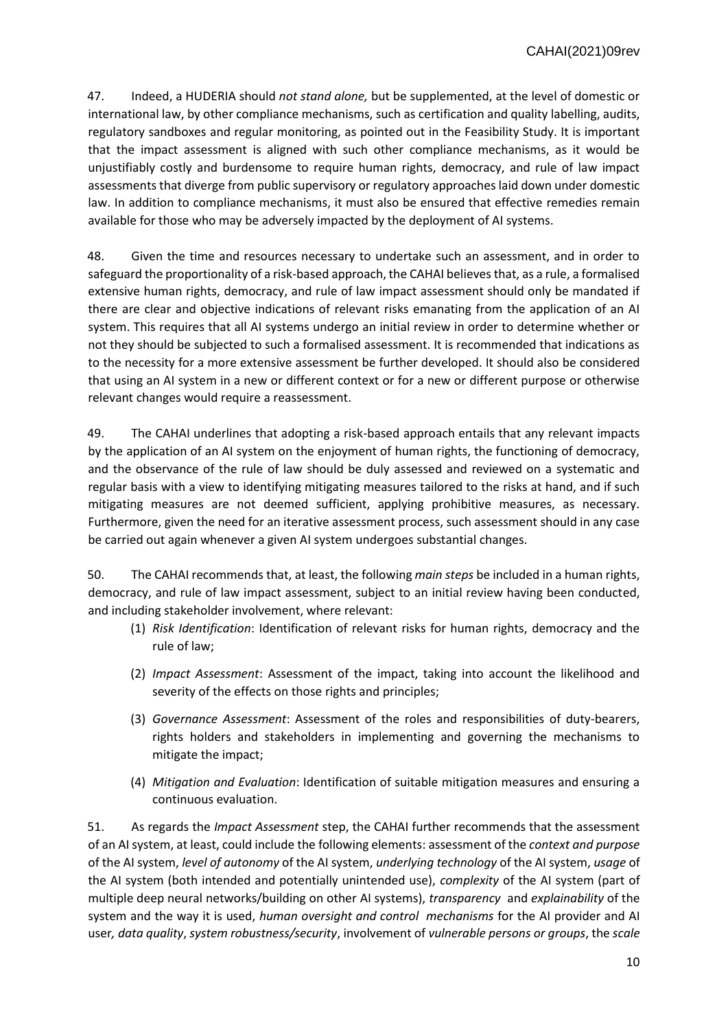47. Indeed, a HUDERIA should *not stand alone,* but be supplemented, at the level of domestic or international law, by other compliance mechanisms, such as certification and quality labelling, audits, regulatory sandboxes and regular monitoring, as pointed out in the Feasibility Study. It is important that the impact assessment is aligned with such other compliance mechanisms, as it would be unjustifiably costly and burdensome to require human rights, democracy, and rule of law impact assessments that diverge from public supervisory or regulatory approaches laid down under domestic law. In addition to compliance mechanisms, it must also be ensured that effective remedies remain available for those who may be adversely impacted by the deployment of AI systems.

48. Given the time and resources necessary to undertake such an assessment, and in order to safeguard the proportionality of a risk-based approach, the CAHAI believes that, as a rule, a formalised extensive human rights, democracy, and rule of law impact assessment should only be mandated if there are clear and objective indications of relevant risks emanating from the application of an AI system. This requires that all AI systems undergo an initial review in order to determine whether or not they should be subjected to such a formalised assessment. It is recommended that indications as to the necessity for a more extensive assessment be further developed. It should also be considered that using an AI system in a new or different context or for a new or different purpose or otherwise relevant changes would require a reassessment.

49. The CAHAI underlines that adopting a risk-based approach entails that any relevant impacts by the application of an AI system on the enjoyment of human rights, the functioning of democracy, and the observance of the rule of law should be duly assessed and reviewed on a systematic and regular basis with a view to identifying mitigating measures tailored to the risks at hand, and if such mitigating measures are not deemed sufficient, applying prohibitive measures, as necessary. Furthermore, given the need for an iterative assessment process, such assessment should in any case be carried out again whenever a given AI system undergoes substantial changes.

50. The CAHAI recommends that, at least, the following *main steps* be included in a human rights, democracy, and rule of law impact assessment, subject to an initial review having been conducted, and including stakeholder involvement, where relevant:

(1) *Risk Identification*: Identification of relevant risks for human rights, democracy and the rule of law;

(2) *Impact Assessment*: Assessment of the impact, taking into account the likelihood and severity of the effects on those rights and principles;

(3) *Governance Assessment*: Assessment of the roles and responsibilities of duty-bearers, rights holders and stakeholders in implementing and governing the mechanisms to mitigate the impact;

(4) *Mitigation and Evaluation*: Identification of suitable mitigation measures and ensuring a continuous evaluation.

51. As regards the *Impact Assessment* step, the CAHAI further recommends that the assessment of an AI system, at least, could include the following elements: assessment of the *context and purpose* of the AI system, *level of autonomy* of the AI system, *underlying technology* of the AI system, *usage* of the AI system (both intended and potentially unintended use), *complexity* of the AI system (part of multiple deep neural networks/building on other AI systems), *transparency* and *explainability* of the system and the way it is used, *human oversight and control mechanisms* for the AI provider and AI user*, data quality*, *system robustness/security*, involvement of *vulnerable persons or groups*, the *scale*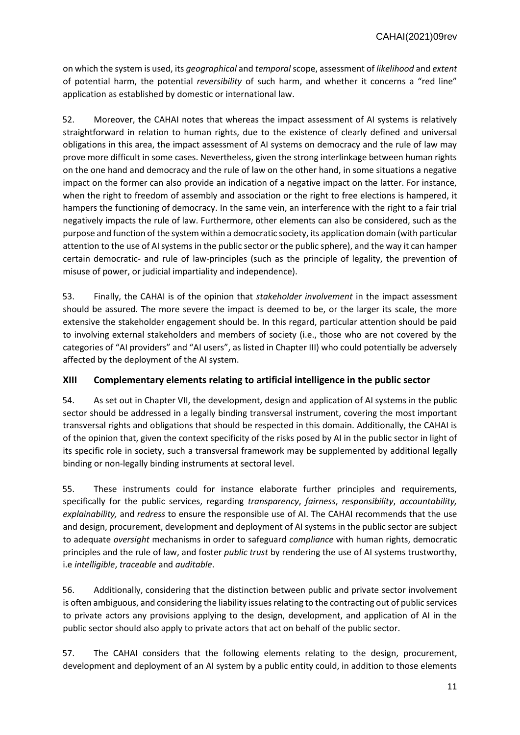on which the system is used, its *geographical* and *temporal* scope, assessment of *likelihood* and *extent* of potential harm, the potential *reversibility* of such harm, and whether it concerns a "red line" application as established by domestic or international law.

52. Moreover, the CAHAI notes that whereas the impact assessment of AI systems is relatively straightforward in relation to human rights, due to the existence of clearly defined and universal obligations in this area, the impact assessment of AI systems on democracy and the rule of law may prove more difficult in some cases. Nevertheless, given the strong interlinkage between human rights on the one hand and democracy and the rule of law on the other hand, in some situations a negative impact on the former can also provide an indication of a negative impact on the latter. For instance, when the right to freedom of assembly and association or the right to free elections is hampered, it hampers the functioning of democracy. In the same vein, an interference with the right to a fair trial negatively impacts the rule of law. Furthermore, other elements can also be considered, such as the purpose and function of the system within a democratic society, its application domain (with particular attention to the use of AI systems in the public sector or the public sphere), and the way it can hamper certain democratic- and rule of law-principles (such as the principle of legality, the prevention of misuse of power, or judicial impartiality and independence).

53. Finally, the CAHAI is of the opinion that *stakeholder involvement* in the impact assessment should be assured. The more severe the impact is deemed to be, or the larger its scale, the more extensive the stakeholder engagement should be. In this regard, particular attention should be paid to involving external stakeholders and members of society (i.e., those who are not covered by the categories of "AI providers" and "AI users", as listed in Chapter III) who could potentially be adversely affected by the deployment of the AI system.

## XIII Complementary elements relating to artificial intelligence in the public sector

54. As set out in Chapter VII, the development, design and application of AI systems in the public sector should be addressed in a legally binding transversal instrument, covering the most important transversal rights and obligations that should be respected in this domain. Additionally, the CAHAI is of the opinion that, given the context specificity of the risks posed by AI in the public sector in light of its specific role in society, such a transversal framework may be supplemented by additional legally binding or non-legally binding instruments at sectoral level.

55. These instruments could for instance elaborate further principles and requirements, specifically for the public services, regarding *transparency*, *fairness*, *responsibility*, *accountability, explainability,* and *redress* to ensure the responsible use of AI. The CAHAI recommends that the use and design, procurement, development and deployment of AI systems in the public sector are subject to adequate *oversight* mechanisms in order to safeguard *compliance* with human rights, democratic principles and the rule of law, and foster *public trust* by rendering the use of AI systems trustworthy, i.e *intelligible*, *traceable* and *auditable*.

56. Additionally, considering that the distinction between public and private sector involvement is often ambiguous, and considering the liability issues relating to the contracting out of public services to private actors any provisions applying to the design, development, and application of AI in the public sector should also apply to private actors that act on behalf of the public sector.

57. The CAHAI considers that the following elements relating to the design, procurement, development and deployment of an AI system by a public entity could, in addition to those elements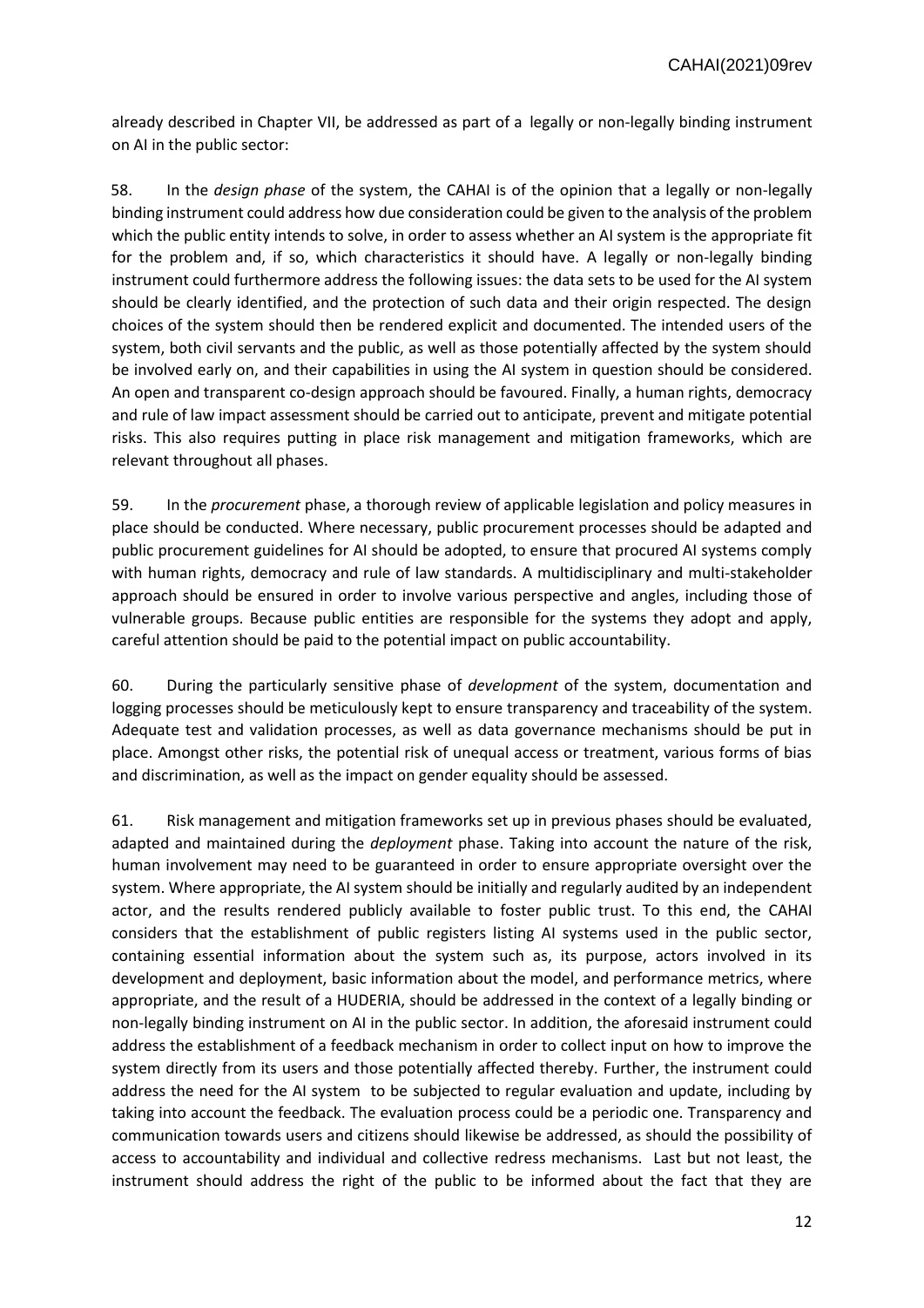already described in Chapter VII, be addressed as part of a legally or non-legally binding instrument on AI in the public sector:

58. In the *design phase* of the system, the CAHAI is of the opinion that a legally or non-legally binding instrument could address how due consideration could be given to the analysis of the problem which the public entity intends to solve, in order to assess whether an AI system is the appropriate fit for the problem and, if so, which characteristics it should have. A legally or non-legally binding instrument could furthermore address the following issues: the data sets to be used for the AI system should be clearly identified, and the protection of such data and their origin respected. The design choices of the system should then be rendered explicit and documented. The intended users of the system, both civil servants and the public, as well as those potentially affected by the system should be involved early on, and their capabilities in using the AI system in question should be considered. An open and transparent co-design approach should be favoured. Finally, a human rights, democracy and rule of law impact assessment should be carried out to anticipate, prevent and mitigate potential risks. This also requires putting in place risk management and mitigation frameworks, which are relevant throughout all phases.

59. In the *procurement* phase, a thorough review of applicable legislation and policy measures in place should be conducted. Where necessary, public procurement processes should be adapted and public procurement guidelines for AI should be adopted, to ensure that procured AI systems comply with human rights, democracy and rule of law standards. A multidisciplinary and multi-stakeholder approach should be ensured in order to involve various perspective and angles, including those of vulnerable groups. Because public entities are responsible for the systems they adopt and apply, careful attention should be paid to the potential impact on public accountability.

60. During the particularly sensitive phase of *development* of the system, documentation and logging processes should be meticulously kept to ensure transparency and traceability of the system. Adequate test and validation processes, as well as data governance mechanisms should be put in place. Amongst other risks, the potential risk of unequal access or treatment, various forms of bias and discrimination, as well as the impact on gender equality should be assessed.

61. Risk management and mitigation frameworks set up in previous phases should be evaluated, adapted and maintained during the *deployment* phase. Taking into account the nature of the risk, human involvement may need to be guaranteed in order to ensure appropriate oversight over the system. Where appropriate, the AI system should be initially and regularly audited by an independent actor, and the results rendered publicly available to foster public trust. To this end, the CAHAI considers that the establishment of public registers listing AI systems used in the public sector, containing essential information about the system such as, its purpose, actors involved in its development and deployment, basic information about the model, and performance metrics, where appropriate, and the result of a HUDERIA, should be addressed in the context of a legally binding or non-legally binding instrument on AI in the public sector. In addition, the aforesaid instrument could address the establishment of a feedback mechanism in order to collect input on how to improve the system directly from its users and those potentially affected thereby. Further, the instrument could address the need for the AI system to be subjected to regular evaluation and update, including by taking into account the feedback. The evaluation process could be a periodic one. Transparency and communication towards users and citizens should likewise be addressed, as should the possibility of access to accountability and individual and collective redress mechanisms. Last but not least, the instrument should address the right of the public to be informed about the fact that they are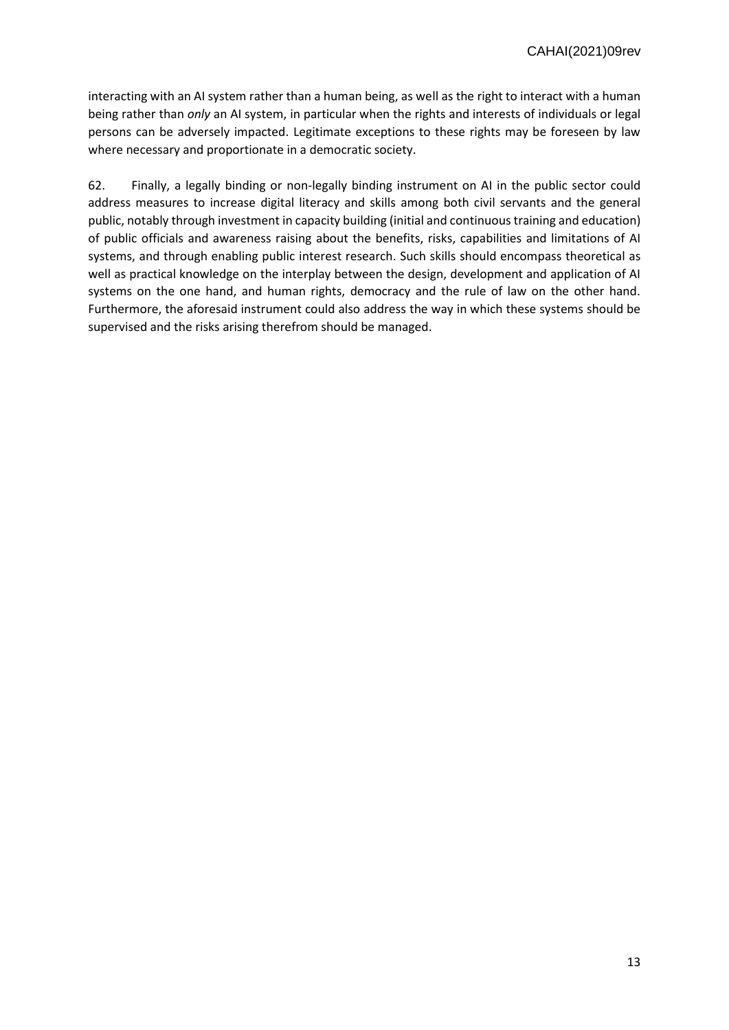interacting with an AI system rather than a human being, as well as the right to interact with a human being rather than *only* an AI system, in particular when the rights and interests of individuals or legal persons can be adversely impacted. Legitimate exceptions to these rights may be foreseen by law where necessary and proportionate in a democratic society.

62. Finally, a legally binding or non-legally binding instrument on AI in the public sector could address measures to increase digital literacy and skills among both civil servants and the general public, notably through investment in capacity building (initial and continuous training and education) of public officials and awareness raising about the benefits, risks, capabilities and limitations of AI systems, and through enabling public interest research. Such skills should encompass theoretical as well as practical knowledge on the interplay between the design, development and application of AI systems on the one hand, and human rights, democracy and the rule of law on the other hand. Furthermore, the aforesaid instrument could also address the way in which these systems should be supervised and the risks arising therefrom should be managed.